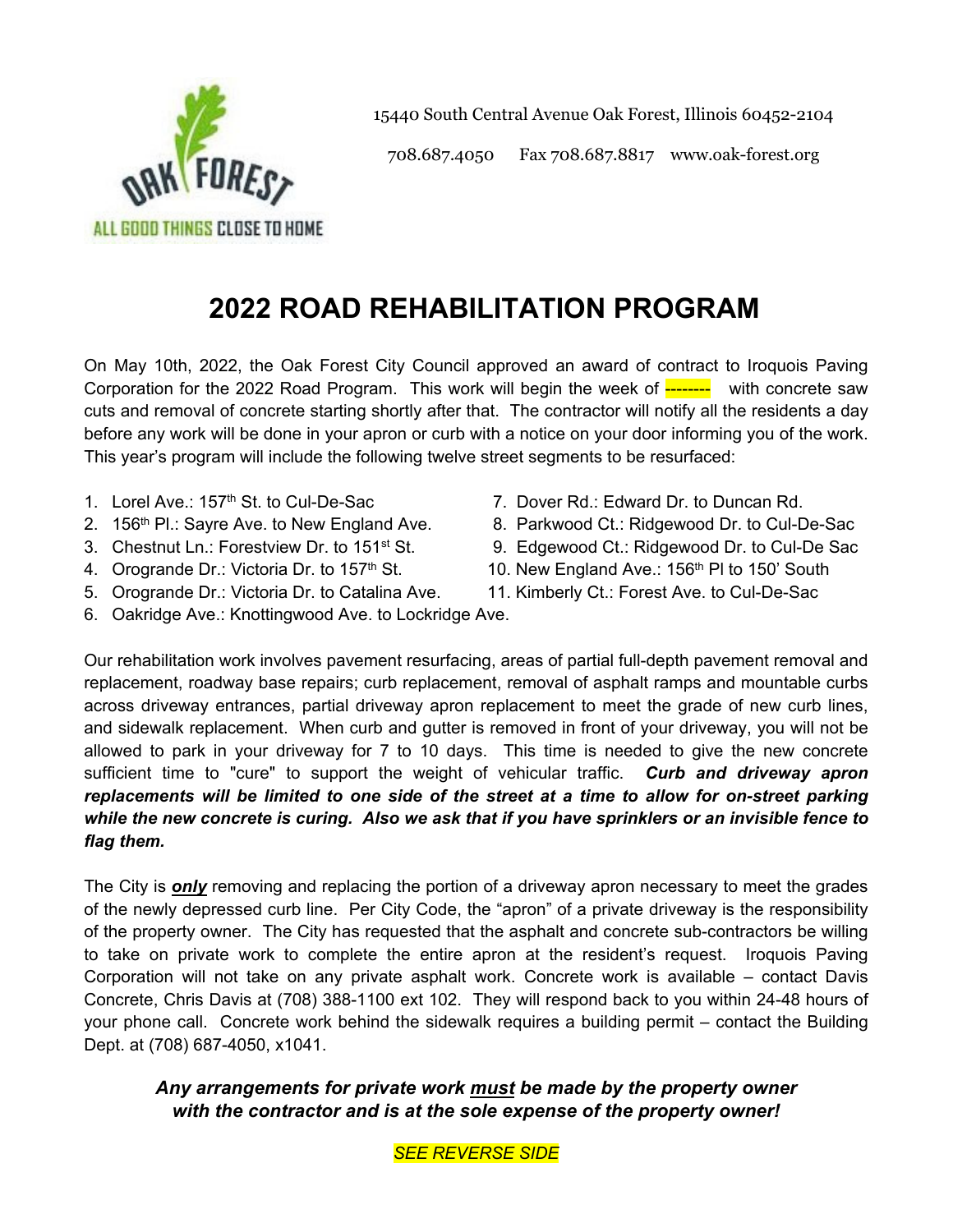OAK FOREST
ALL GOOD THINGS CLOSE TO HOME

15440 South Central Avenue Oak Forest, Illinois 60452-2104

708.687.4050 Fax 708.687.8817 www.oak-forest.org

# 2022 ROAD REHABILITATION PROGRAM

On May 10th, 2022, the Oak Forest City Council approved an award of contract to Iroquois Paving Corporation for the 2022 Road Program. This work will begin the week of -------- with concrete saw cuts and removal of concrete starting shortly after that. The contractor will notify all the residents a day before any work will be done in your apron or curb with a notice on your door informing you of the work. This year's program will include the following twelve street segments to be resurfaced:

1. Lorel Ave.: 157th St. to Cul-De-Sac
2. 156th Pl.: Sayre Ave. to New England Ave.
3. Chestnut Ln.: Forestview Dr. to 151st St.
4. Orogrande Dr.: Victoria Dr. to 157th St.
5. Orogrande Dr.: Victoria Dr. to Catalina Ave.
6. Oakridge Ave.: Knottingwood Ave. to Lockridge Ave.
7. Dover Rd.: Edward Dr. to Duncan Rd.
8. Parkwood Ct.: Ridgewood Dr. to Cul-De-Sac
9. Edgewood Ct.: Ridgewood Dr. to Cul-De Sac
10. New England Ave.: 156th Pl to 150' South
11. Kimberly Ct.: Forest Ave. to Cul-De-Sac

Our rehabilitation work involves pavement resurfacing, areas of partial full-depth pavement removal and replacement, roadway base repairs; curb replacement, removal of asphalt ramps and mountable curbs across driveway entrances, partial driveway apron replacement to meet the grade of new curb lines, and sidewalk replacement. When curb and gutter is removed in front of your driveway, you will not be allowed to park in your driveway for 7 to 10 days. This time is needed to give the new concrete sufficient time to "cure" to support the weight of vehicular traffic. ***Curb and driveway apron replacements will be limited to one side of the street at a time to allow for on-street parking while the new concrete is curing. Also we ask that if you have sprinklers or an invisible fence to flag them.***

The City is ***only*** removing and replacing the portion of a driveway apron necessary to meet the grades of the newly depressed curb line. Per City Code, the "apron" of a private driveway is the responsibility of the property owner. The City has requested that the asphalt and concrete sub-contractors be willing to take on private work to complete the entire apron at the resident's request. Iroquois Paving Corporation will not take on any private asphalt work. Concrete work is available – contact Davis Concrete, Chris Davis at (708) 388-1100 ext 102. They will respond back to you within 24-48 hours of your phone call. Concrete work behind the sidewalk requires a building permit – contact the Building Dept. at (708) 687-4050, x1041.

***Any arrangements for private work must be made by the property owner with the contractor and is at the sole expense of the property owner!***

*SEE REVERSE SIDE*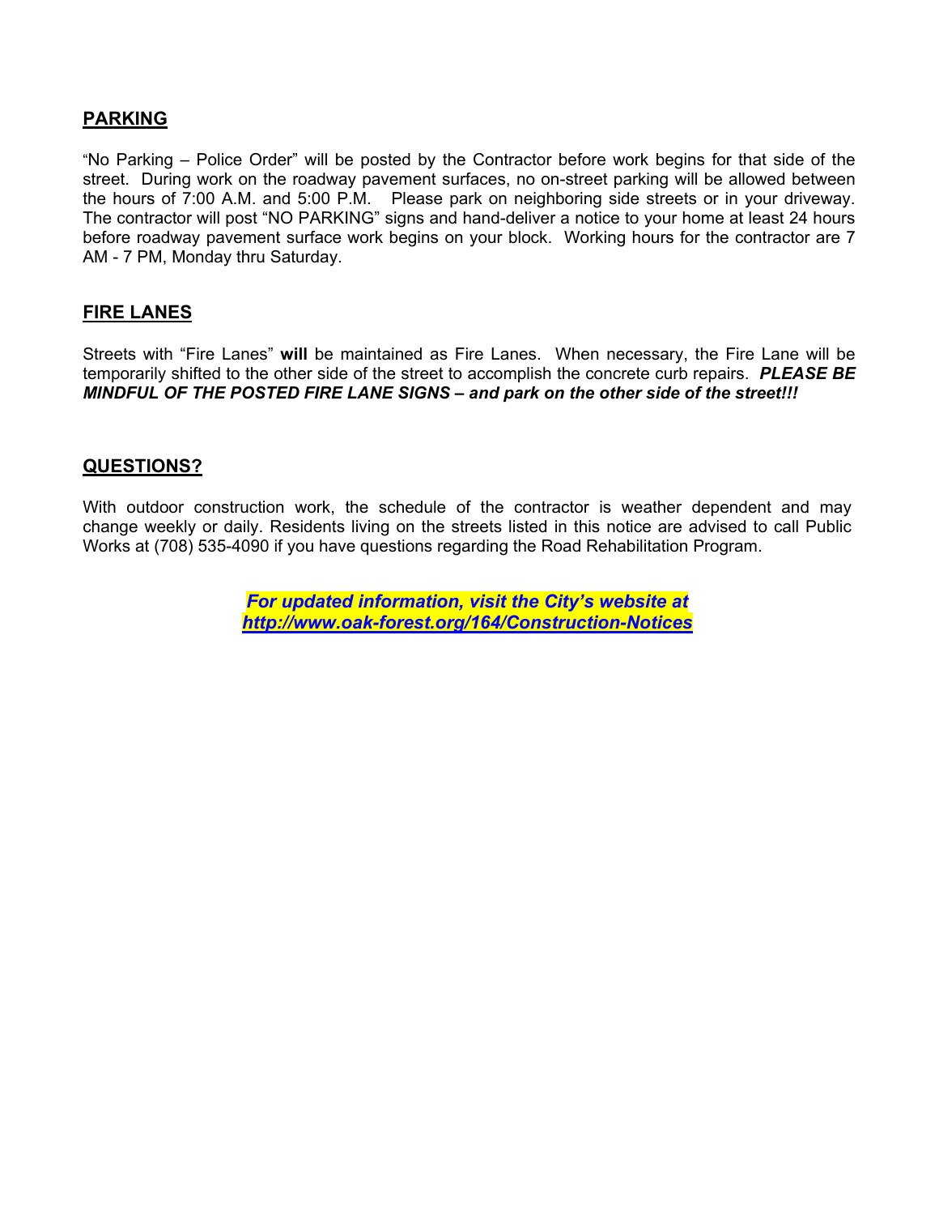## PARKING

"No Parking – Police Order" will be posted by the Contractor before work begins for that side of the street. During work on the roadway pavement surfaces, no on-street parking will be allowed between the hours of 7:00 A.M. and 5:00 P.M. Please park on neighboring side streets or in your driveway. The contractor will post "NO PARKING" signs and hand-deliver a notice to your home at least 24 hours before roadway pavement surface work begins on your block. Working hours for the contractor are 7 AM - 7 PM, Monday thru Saturday.

## FIRE LANES

Streets with "Fire Lanes" **will** be maintained as Fire Lanes. When necessary, the Fire Lane will be temporarily shifted to the other side of the street to accomplish the concrete curb repairs. ***PLEASE BE MINDFUL OF THE POSTED FIRE LANE SIGNS – and park on the other side of the street!!!***

## QUESTIONS?

With outdoor construction work, the schedule of the contractor is weather dependent and may change weekly or daily. Residents living on the streets listed in this notice are advised to call Public Works at (708) 535-4090 if you have questions regarding the Road Rehabilitation Program.

***For updated information, visit the City's website at http://www.oak-forest.org/164/Construction-Notices***